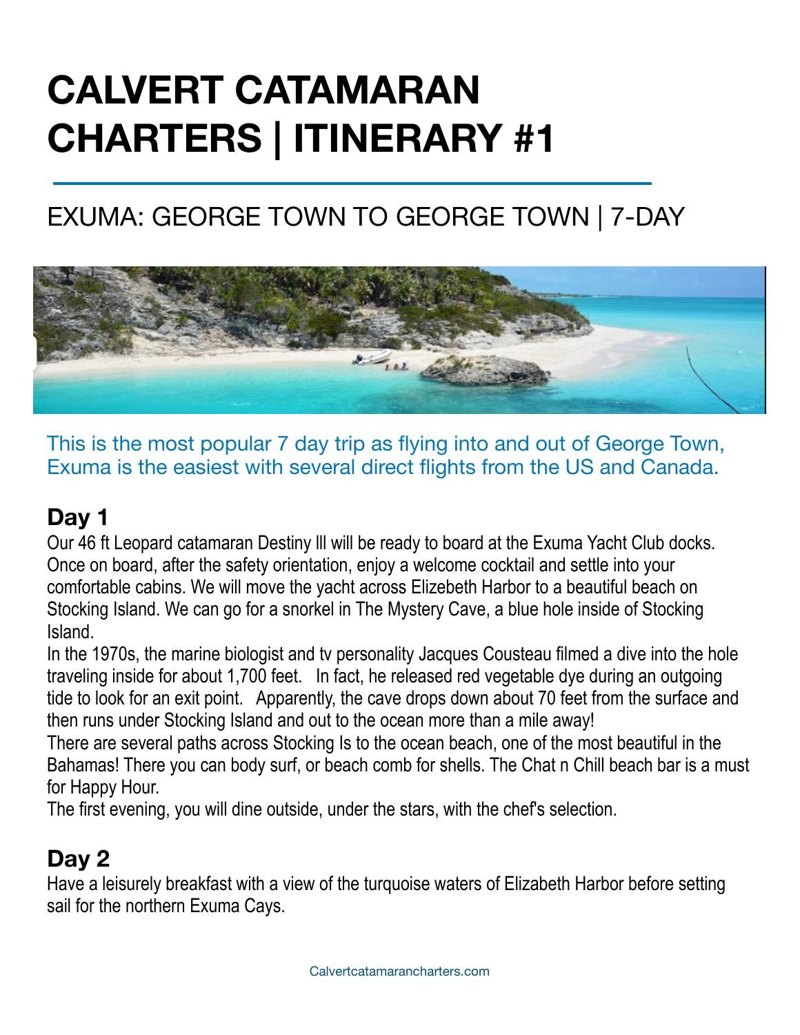# CALVERT CATAMARAN CHARTERS | ITINERARY #1

## EXUMA: GEORGE TOWN TO GEORGE TOWN | 7-DAY

This is the most popular 7 day trip as flying into and out of George Town, Exuma is the easiest with several direct flights from the US and Canada.

### Day 1

Our 46 ft Leopard catamaran Destiny lll will be ready to board at the Exuma Yacht Club docks. Once on board, after the safety orientation, enjoy a welcome cocktail and settle into your comfortable cabins. We will move the yacht across Elizebeth Harbor to a beautiful beach on Stocking Island. We can go for a snorkel in The Mystery Cave, a blue hole inside of Stocking Island.

In the 1970s, the marine biologist and tv personality Jacques Cousteau filmed a dive into the hole traveling inside for about 1,700 feet. In fact, he released red vegetable dye during an outgoing tide to look for an exit point. Apparently, the cave drops down about 70 feet from the surface and then runs under Stocking Island and out to the ocean more than a mile away!

There are several paths across Stocking Is to the ocean beach, one of the most beautiful in the Bahamas! There you can body surf, or beach comb for shells. The Chat n Chill beach bar is a must for Happy Hour.

The first evening, you will dine outside, under the stars, with the chef's selection.

### Day 2

Have a leisurely breakfast with a view of the turquoise waters of Elizabeth Harbor before setting sail for the northern Exuma Cays.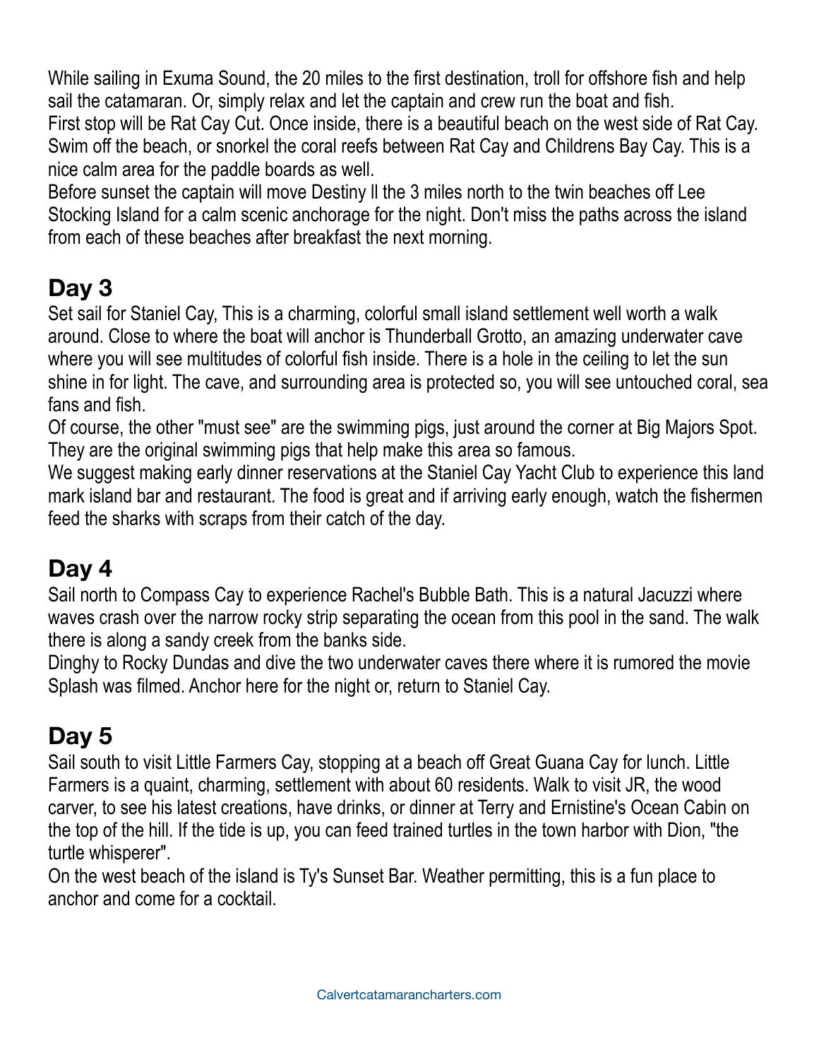While sailing in Exuma Sound, the 20 miles to the first destination, troll for offshore fish and help sail the catamaran. Or, simply relax and let the captain and crew run the boat and fish.
First stop will be Rat Cay Cut. Once inside, there is a beautiful beach on the west side of Rat Cay. Swim off the beach, or snorkel the coral reefs between Rat Cay and Childrens Bay Cay. This is a nice calm area for the paddle boards as well.
Before sunset the captain will move Destiny ll the 3 miles north to the twin beaches off Lee Stocking Island for a calm scenic anchorage for the night. Don't miss the paths across the island from each of these beaches after breakfast the next morning.

## Day 3

Set sail for Staniel Cay, This is a charming, colorful small island settlement well worth a walk around. Close to where the boat will anchor is Thunderball Grotto, an amazing underwater cave where you will see multitudes of colorful fish inside. There is a hole in the ceiling to let the sun shine in for light. The cave, and surrounding area is protected so, you will see untouched coral, sea fans and fish.
Of course, the other "must see" are the swimming pigs, just around the corner at Big Majors Spot. They are the original swimming pigs that help make this area so famous.
We suggest making early dinner reservations at the Staniel Cay Yacht Club to experience this land mark island bar and restaurant. The food is great and if arriving early enough, watch the fishermen feed the sharks with scraps from their catch of the day.

## Day 4

Sail north to Compass Cay to experience Rachel's Bubble Bath. This is a natural Jacuzzi where waves crash over the narrow rocky strip separating the ocean from this pool in the sand. The walk there is along a sandy creek from the banks side.
Dinghy to Rocky Dundas and dive the two underwater caves there where it is rumored the movie Splash was filmed. Anchor here for the night or, return to Staniel Cay.

## Day 5

Sail south to visit Little Farmers Cay, stopping at a beach off Great Guana Cay for lunch. Little Farmers is a quaint, charming, settlement with about 60 residents. Walk to visit JR, the wood carver, to see his latest creations, have drinks, or dinner at Terry and Ernistine's Ocean Cabin on the top of the hill. If the tide is up, you can feed trained turtles in the town harbor with Dion, "the turtle whisperer".
On the west beach of the island is Ty's Sunset Bar. Weather permitting, this is a fun place to anchor and come for a cocktail.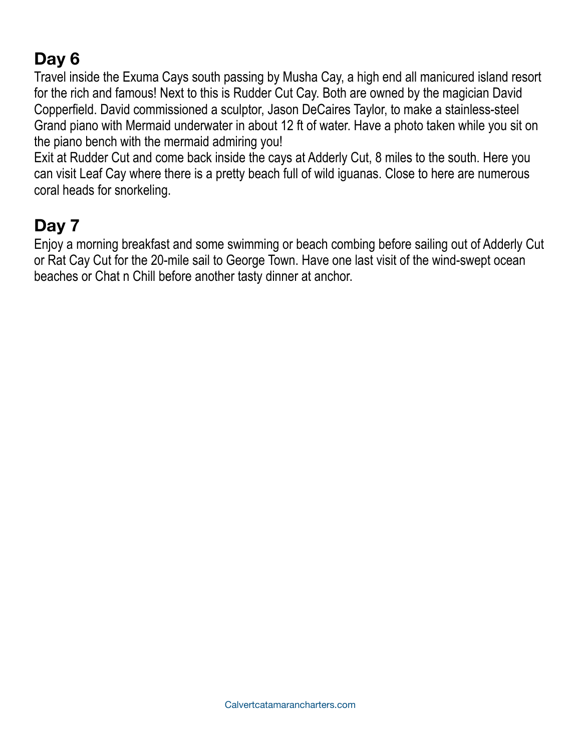## Day 6

Travel inside the Exuma Cays south passing by Musha Cay, a high end all manicured island resort for the rich and famous! Next to this is Rudder Cut Cay. Both are owned by the magician David Copperfield. David commissioned a sculptor, Jason DeCaires Taylor, to make a stainless-steel Grand piano with Mermaid underwater in about 12 ft of water. Have a photo taken while you sit on the piano bench with the mermaid admiring you!

Exit at Rudder Cut and come back inside the cays at Adderly Cut, 8 miles to the south. Here you can visit Leaf Cay where there is a pretty beach full of wild iguanas. Close to here are numerous coral heads for snorkeling.

## Day 7

Enjoy a morning breakfast and some swimming or beach combing before sailing out of Adderly Cut or Rat Cay Cut for the 20-mile sail to George Town. Have one last visit of the wind-swept ocean beaches or Chat n Chill before another tasty dinner at anchor.